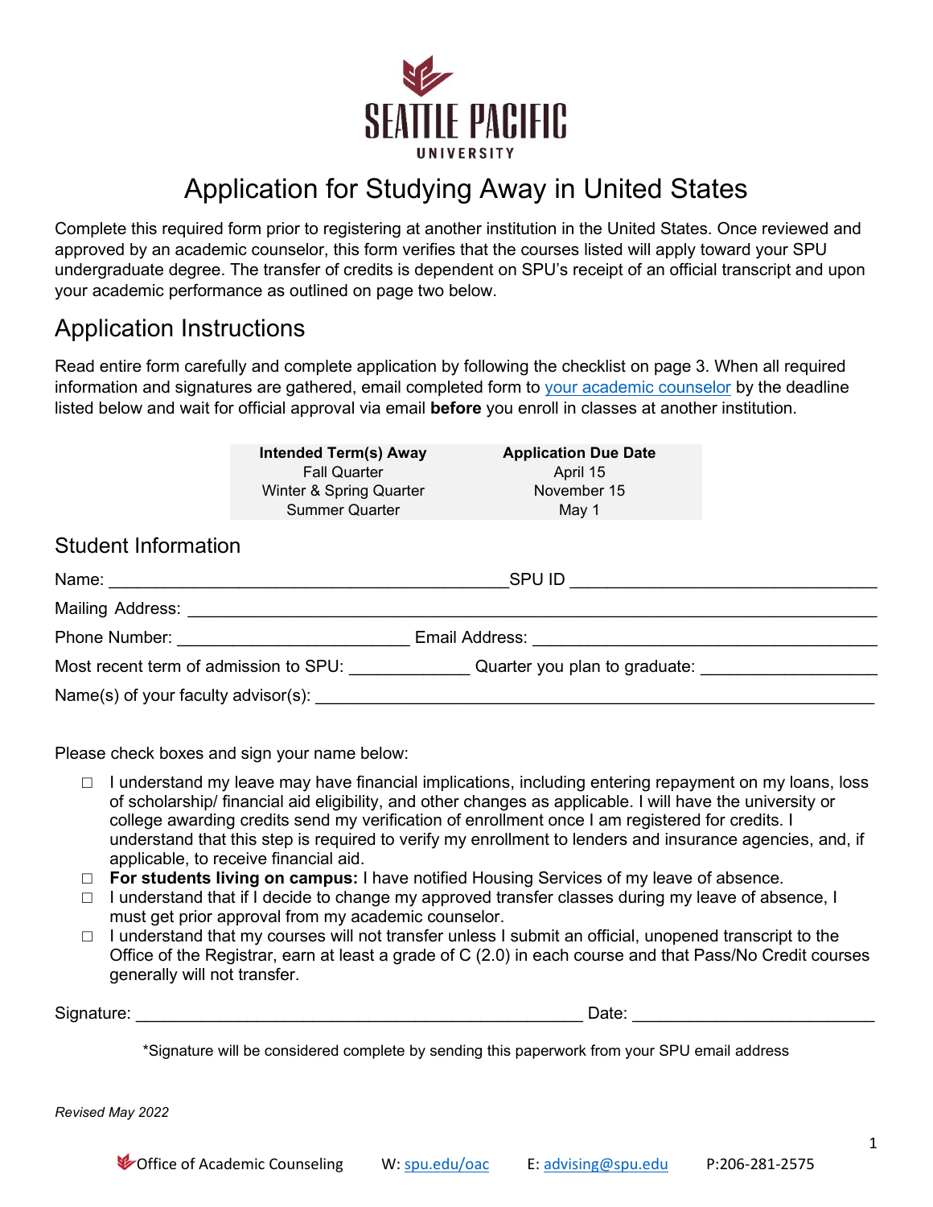SEATTLE PACIFIC UNIVERSITY

# Application for Studying Away in United States

Complete this required form prior to registering at another institution in the United States. Once reviewed and approved by an academic counselor, this form verifies that the courses listed will apply toward your SPU undergraduate degree. The transfer of credits is dependent on SPU's receipt of an official transcript and upon your academic performance as outlined on page two below.

## Application Instructions

Read entire form carefully and complete application by following the checklist on page 3. When all required information and signatures are gathered, email completed form to your academic counselor by the deadline listed below and wait for official approval via email **before** you enroll in classes at another institution.

| Intended Term(s) Away | Application Due Date |
|---|---|
| Fall Quarter | April 15 |
| Winter & Spring Quarter | November 15 |
| Summer Quarter | May 1 |

## Student Information

Name: ________________________________ SPU ID ________________________

Mailing Address: ____________________________________________________

Phone Number: ____________________ Email Address: ___________________________

Most recent term of admission to SPU: __________ Quarter you plan to graduate: ______________

Name(s) of your faculty advisor(s): ____________________________________________

Please check boxes and sign your name below:

- ☐ I understand my leave may have financial implications, including entering repayment on my loans, loss of scholarship/ financial aid eligibility, and other changes as applicable. I will have the university or college awarding credits send my verification of enrollment once I am registered for credits. I understand that this step is required to verify my enrollment to lenders and insurance agencies, and, if applicable, to receive financial aid.
- ☐ **For students living on campus:** I have notified Housing Services of my leave of absence.
- ☐ I understand that if I decide to change my approved transfer classes during my leave of absence, I must get prior approval from my academic counselor.
- ☐ I understand that my courses will not transfer unless I submit an official, unopened transcript to the Office of the Registrar, earn at least a grade of C (2.0) in each course and that Pass/No Credit courses generally will not transfer.

Signature: ______________________________________ Date: ____________________

*Signature will be considered complete by sending this paperwork from your SPU email address

*Revised May 2022*

Office of Academic Counseling W: spu.edu/oac E: advising@spu.edu P:206-281-2575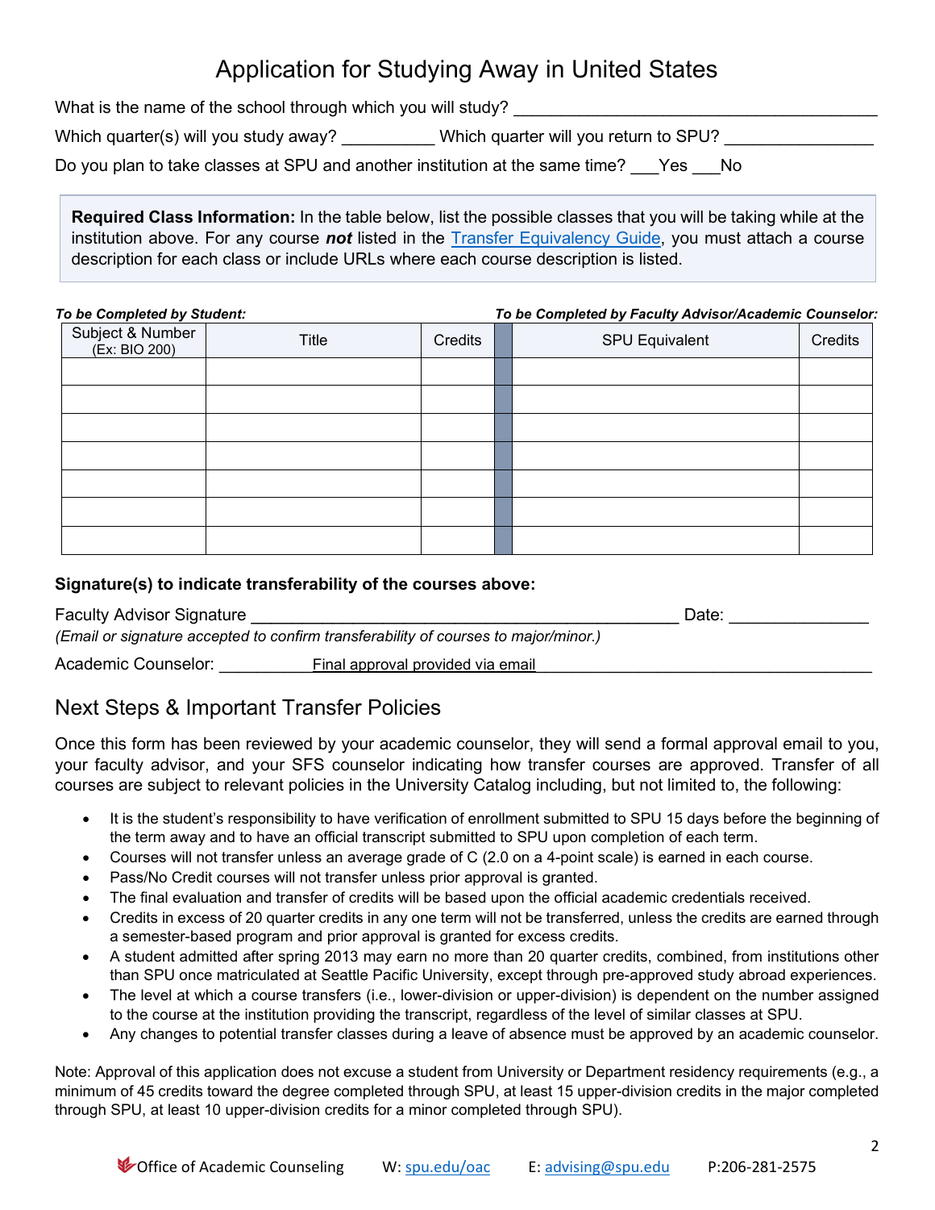# Application for Studying Away in United States

What is the name of the school through which you will study? ________________________________________

Which quarter(s) will you study away? __________ Which quarter will you return to SPU? ________________

Do you plan to take classes at SPU and another institution at the same time? ___Yes ___No

**Required Class Information:** In the table below, list the possible classes that you will be taking while at the institution above. For any course ***not*** listed in the Transfer Equivalency Guide, you must attach a course description for each class or include URLs where each course description is listed.

***To be Completed by Student:*** / ***To be Completed by Faculty Advisor/Academic Counselor:***

| Subject & Number (Ex: BIO 200) | Title | Credits | | SPU Equivalent | Credits |
|---|---|---|---|---|---|
| | | | | | |
| | | | | | |
| | | | | | |
| | | | | | |
| | | | | | |
| | | | | | |
| | | | | | |

**Signature(s) to indicate transferability of the courses above:**

Faculty Advisor Signature ______________________________________________ Date: _______________

*(Email or signature accepted to confirm transferability of courses to major/minor.)*

Academic Counselor: __________Final approval provided via email______________________________________

## Next Steps & Important Transfer Policies

Once this form has been reviewed by your academic counselor, they will send a formal approval email to you, your faculty advisor, and your SFS counselor indicating how transfer courses are approved. Transfer of all courses are subject to relevant policies in the University Catalog including, but not limited to, the following:

- It is the student's responsibility to have verification of enrollment submitted to SPU 15 days before the beginning of the term away and to have an official transcript submitted to SPU upon completion of each term.
- Courses will not transfer unless an average grade of C (2.0 on a 4-point scale) is earned in each course.
- Pass/No Credit courses will not transfer unless prior approval is granted.
- The final evaluation and transfer of credits will be based upon the official academic credentials received.
- Credits in excess of 20 quarter credits in any one term will not be transferred, unless the credits are earned through a semester-based program and prior approval is granted for excess credits.
- A student admitted after spring 2013 may earn no more than 20 quarter credits, combined, from institutions other than SPU once matriculated at Seattle Pacific University, except through pre-approved study abroad experiences.
- The level at which a course transfers (i.e., lower-division or upper-division) is dependent on the number assigned to the course at the institution providing the transcript, regardless of the level of similar classes at SPU.
- Any changes to potential transfer classes during a leave of absence must be approved by an academic counselor.

Note: Approval of this application does not excuse a student from University or Department residency requirements (e.g., a minimum of 45 credits toward the degree completed through SPU, at least 15 upper-division credits in the major completed through SPU, at least 10 upper-division credits for a minor completed through SPU).

Office of Academic Counseling W: spu.edu/oac E: advising@spu.edu P:206-281-2575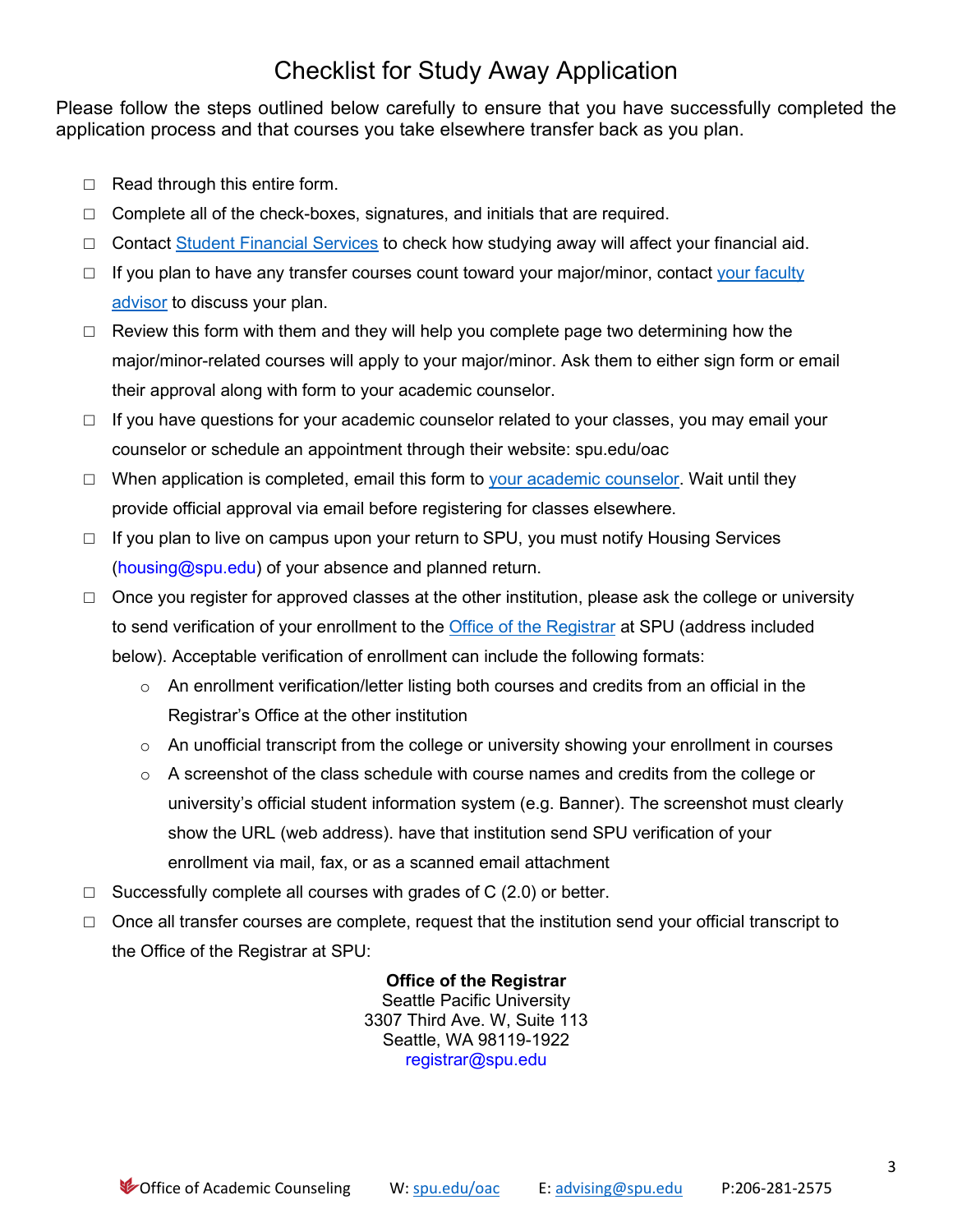# Checklist for Study Away Application

Please follow the steps outlined below carefully to ensure that you have successfully completed the application process and that courses you take elsewhere transfer back as you plan.

- ☐ Read through this entire form.
- ☐ Complete all of the check-boxes, signatures, and initials that are required.
- ☐ Contact Student Financial Services to check how studying away will affect your financial aid.
- ☐ If you plan to have any transfer courses count toward your major/minor, contact your faculty advisor to discuss your plan.
- ☐ Review this form with them and they will help you complete page two determining how the major/minor-related courses will apply to your major/minor. Ask them to either sign form or email their approval along with form to your academic counselor.
- ☐ If you have questions for your academic counselor related to your classes, you may email your counselor or schedule an appointment through their website: spu.edu/oac
- ☐ When application is completed, email this form to your academic counselor. Wait until they provide official approval via email before registering for classes elsewhere.
- ☐ If you plan to live on campus upon your return to SPU, you must notify Housing Services (housing@spu.edu) of your absence and planned return.
- ☐ Once you register for approved classes at the other institution, please ask the college or university to send verification of your enrollment to the Office of the Registrar at SPU (address included below). Acceptable verification of enrollment can include the following formats:
  - An enrollment verification/letter listing both courses and credits from an official in the Registrar's Office at the other institution
  - An unofficial transcript from the college or university showing your enrollment in courses
  - A screenshot of the class schedule with course names and credits from the college or university's official student information system (e.g. Banner). The screenshot must clearly show the URL (web address). have that institution send SPU verification of your enrollment via mail, fax, or as a scanned email attachment
- ☐ Successfully complete all courses with grades of C (2.0) or better.
- ☐ Once all transfer courses are complete, request that the institution send your official transcript to the Office of the Registrar at SPU:

**Office of the Registrar**
Seattle Pacific University
3307 Third Ave. W, Suite 113
Seattle, WA 98119-1922
registrar@spu.edu

Office of Academic Counseling W: spu.edu/oac E: advising@spu.edu P:206-281-2575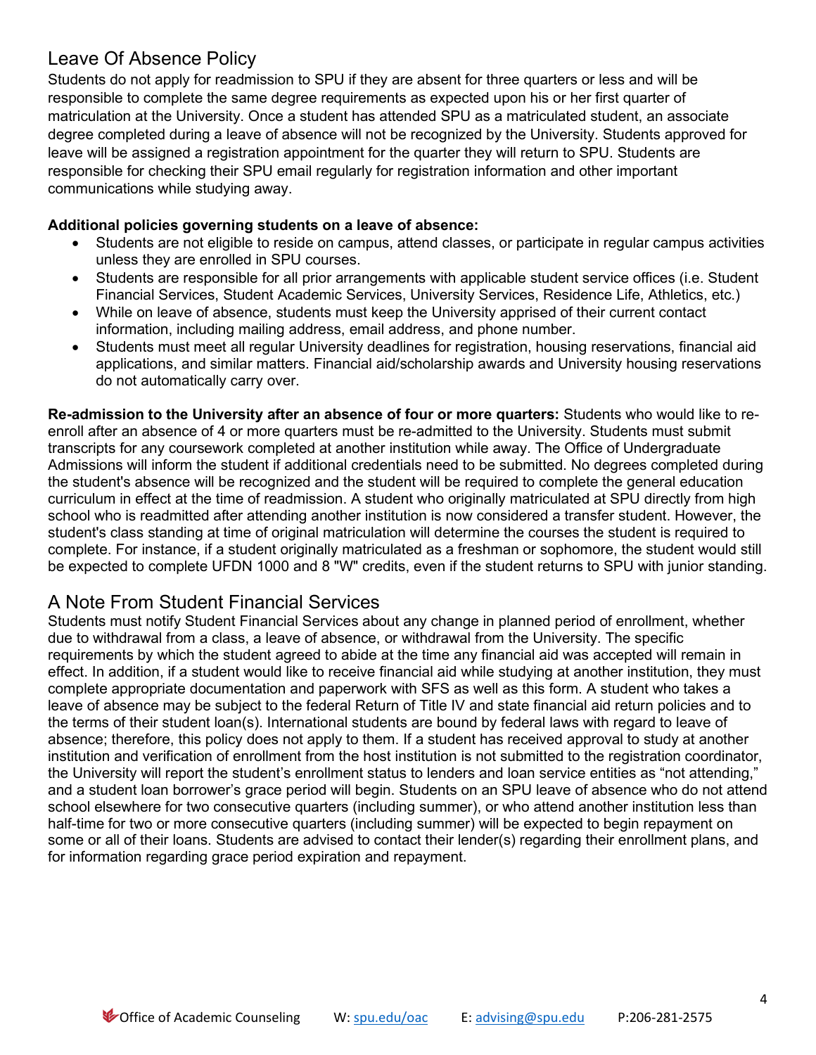## Leave Of Absence Policy

Students do not apply for readmission to SPU if they are absent for three quarters or less and will be responsible to complete the same degree requirements as expected upon his or her first quarter of matriculation at the University. Once a student has attended SPU as a matriculated student, an associate degree completed during a leave of absence will not be recognized by the University. Students approved for leave will be assigned a registration appointment for the quarter they will return to SPU. Students are responsible for checking their SPU email regularly for registration information and other important communications while studying away.

**Additional policies governing students on a leave of absence:**

- Students are not eligible to reside on campus, attend classes, or participate in regular campus activities unless they are enrolled in SPU courses.
- Students are responsible for all prior arrangements with applicable student service offices (i.e. Student Financial Services, Student Academic Services, University Services, Residence Life, Athletics, etc.)
- While on leave of absence, students must keep the University apprised of their current contact information, including mailing address, email address, and phone number.
- Students must meet all regular University deadlines for registration, housing reservations, financial aid applications, and similar matters. Financial aid/scholarship awards and University housing reservations do not automatically carry over.

**Re-admission to the University after an absence of four or more quarters:** Students who would like to re-enroll after an absence of 4 or more quarters must be re-admitted to the University. Students must submit transcripts for any coursework completed at another institution while away. The Office of Undergraduate Admissions will inform the student if additional credentials need to be submitted. No degrees completed during the student's absence will be recognized and the student will be required to complete the general education curriculum in effect at the time of readmission. A student who originally matriculated at SPU directly from high school who is readmitted after attending another institution is now considered a transfer student. However, the student's class standing at time of original matriculation will determine the courses the student is required to complete. For instance, if a student originally matriculated as a freshman or sophomore, the student would still be expected to complete UFDN 1000 and 8 "W" credits, even if the student returns to SPU with junior standing.

## A Note From Student Financial Services

Students must notify Student Financial Services about any change in planned period of enrollment, whether due to withdrawal from a class, a leave of absence, or withdrawal from the University. The specific requirements by which the student agreed to abide at the time any financial aid was accepted will remain in effect. In addition, if a student would like to receive financial aid while studying at another institution, they must complete appropriate documentation and paperwork with SFS as well as this form. A student who takes a leave of absence may be subject to the federal Return of Title IV and state financial aid return policies and to the terms of their student loan(s). International students are bound by federal laws with regard to leave of absence; therefore, this policy does not apply to them. If a student has received approval to study at another institution and verification of enrollment from the host institution is not submitted to the registration coordinator, the University will report the student's enrollment status to lenders and loan service entities as "not attending," and a student loan borrower's grace period will begin. Students on an SPU leave of absence who do not attend school elsewhere for two consecutive quarters (including summer), or who attend another institution less than half-time for two or more consecutive quarters (including summer) will be expected to begin repayment on some or all of their loans. Students are advised to contact their lender(s) regarding their enrollment plans, and for information regarding grace period expiration and repayment.